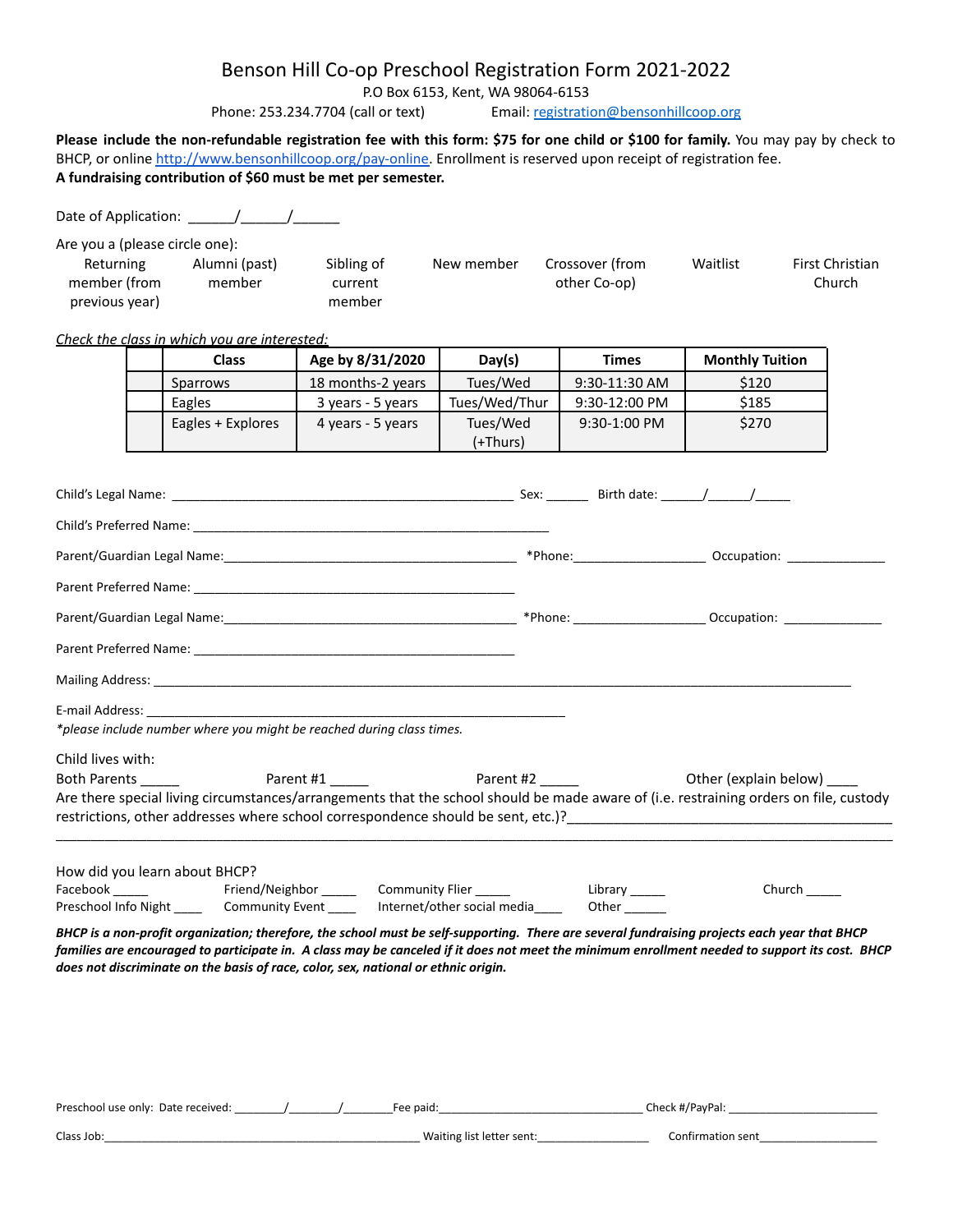# Benson Hill Co-op Preschool Registration Form 2021-2022

P.O Box 6153, Kent, WA 98064-6153

Phone: 253.234.7704 (call or text)    Email: registration@bensonhillcoop.org

**Please include the non-refundable registration fee with this form: $75 for one child or $100 for family.** You may pay by check to BHCP, or online http://www.bensonhillcoop.org/pay-online. Enrollment is reserved upon receipt of registration fee.
**A fundraising contribution of $60 must be met per semester.**

Date of Application: ______/______/______

Are you a (please circle one):

Returning member (from previous year)    Alumni (past) member    Sibling of current member    New member    Crossover (from other Co-op)    Waitlist    First Christian Church

*Check the class in which you are interested:*

| | Class | Age by 8/31/2020 | Day(s) | Times | Monthly Tuition |
|---|---|---|---|---|---|
| | Sparrows | 18 months-2 years | Tues/Wed | 9:30-11:30 AM | $120 |
| | Eagles | 3 years - 5 years | Tues/Wed/Thur | 9:30-12:00 PM | $185 |
| | Eagles + Explores | 4 years - 5 years | Tues/Wed (+Thurs) | 9:30-1:00 PM | $270 |

Child's Legal Name: ________________________________ Sex: ______ Birth date: ______/______/______

Child's Preferred Name: ________________________________

Parent/Guardian Legal Name:________________________________ *Phone:__________________ Occupation: ______________

Parent Preferred Name: ________________________________

Parent/Guardian Legal Name:________________________________ *Phone: __________________ Occupation: ______________

Parent Preferred Name: ________________________________

Mailing Address: ________________________________________________________________

E-mail Address: ________________________________________________

*\*please include number where you might be reached during class times.*

Child lives with:

Both Parents _____    Parent #1 _____    Parent #2 _____    Other (explain below) ____

Are there special living circumstances/arrangements that the school should be made aware of (i.e. restraining orders on file, custody restrictions, other addresses where school correspondence should be sent, etc.)?________________________________________

________________________________________________________________________________

How did you learn about BHCP?

Facebook _____    Friend/Neighbor _____    Community Flier _____    Library _____    Church _____

Preschool Info Night ____    Community Event ____    Internet/other social media____    Other ______

***BHCP is a non-profit organization; therefore, the school must be self-supporting. There are several fundraising projects each year that BHCP families are encouraged to participate in. A class may be canceled if it does not meet the minimum enrollment needed to support its cost. BHCP does not discriminate on the basis of race, color, sex, national or ethnic origin.***

Preschool use only: Date received: ________/________/________Fee paid:________________________________ Check #/PayPal: ________________________

Class Job:__________________________________________________ Waiting list letter sent:_________________ Confirmation sent___________________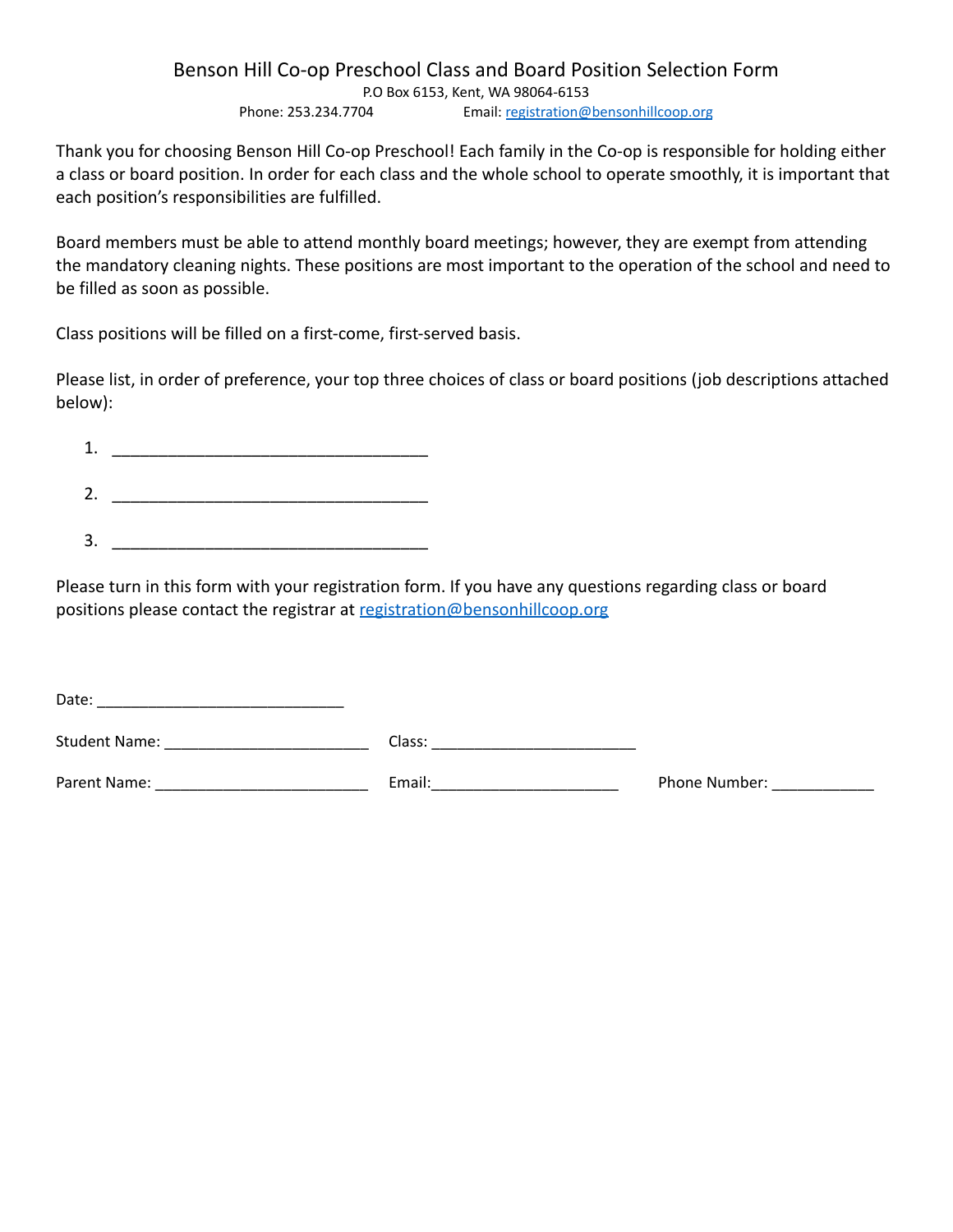# Benson Hill Co-op Preschool Class and Board Position Selection Form

P.O Box 6153, Kent, WA 98064-6153

Phone: 253.234.7704 Email: registration@bensonhillcoop.org

Thank you for choosing Benson Hill Co-op Preschool! Each family in the Co-op is responsible for holding either a class or board position. In order for each class and the whole school to operate smoothly, it is important that each position's responsibilities are fulfilled.

Board members must be able to attend monthly board meetings; however, they are exempt from attending the mandatory cleaning nights. These positions are most important to the operation of the school and need to be filled as soon as possible.

Class positions will be filled on a first-come, first-served basis.

Please list, in order of preference, your top three choices of class or board positions (job descriptions attached below):

1. ___________________________________
2. ___________________________________
3. ___________________________________

Please turn in this form with your registration form. If you have any questions regarding class or board positions please contact the registrar at registration@bensonhillcoop.org

Date: ___________________________

Student Name: ______________________ Class: ______________________

Parent Name: _______________________ Email:_____________________ Phone Number: ___________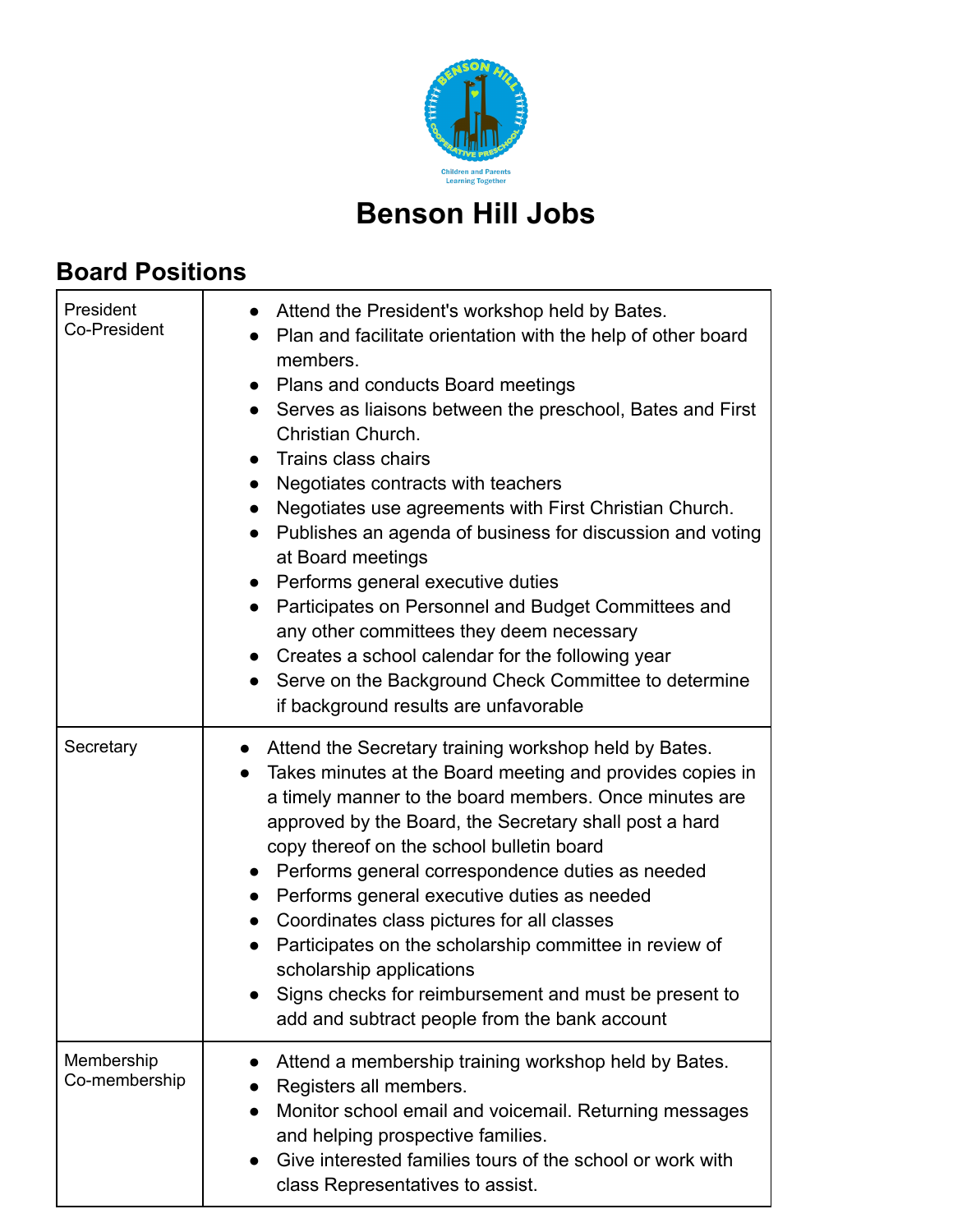Children and Parents Learning Together

# Benson Hill Jobs

## Board Positions

| | |
|---|---|
| President<br>Co-President | • Attend the President's workshop held by Bates.<br>• Plan and facilitate orientation with the help of other board members.<br>• Plans and conducts Board meetings<br>• Serves as liaisons between the preschool, Bates and First Christian Church.<br>• Trains class chairs<br>• Negotiates contracts with teachers<br>• Negotiates use agreements with First Christian Church.<br>• Publishes an agenda of business for discussion and voting at Board meetings<br>• Performs general executive duties<br>• Participates on Personnel and Budget Committees and any other committees they deem necessary<br>• Creates a school calendar for the following year<br>• Serve on the Background Check Committee to determine if background results are unfavorable |
| Secretary | • Attend the Secretary training workshop held by Bates.<br>• Takes minutes at the Board meeting and provides copies in a timely manner to the board members. Once minutes are approved by the Board, the Secretary shall post a hard copy thereof on the school bulletin board<br>• Performs general correspondence duties as needed<br>• Performs general executive duties as needed<br>• Coordinates class pictures for all classes<br>• Participates on the scholarship committee in review of scholarship applications<br>• Signs checks for reimbursement and must be present to add and subtract people from the bank account |
| Membership<br>Co-membership | • Attend a membership training workshop held by Bates.<br>• Registers all members.<br>• Monitor school email and voicemail. Returning messages and helping prospective families.<br>• Give interested families tours of the school or work with class Representatives to assist. |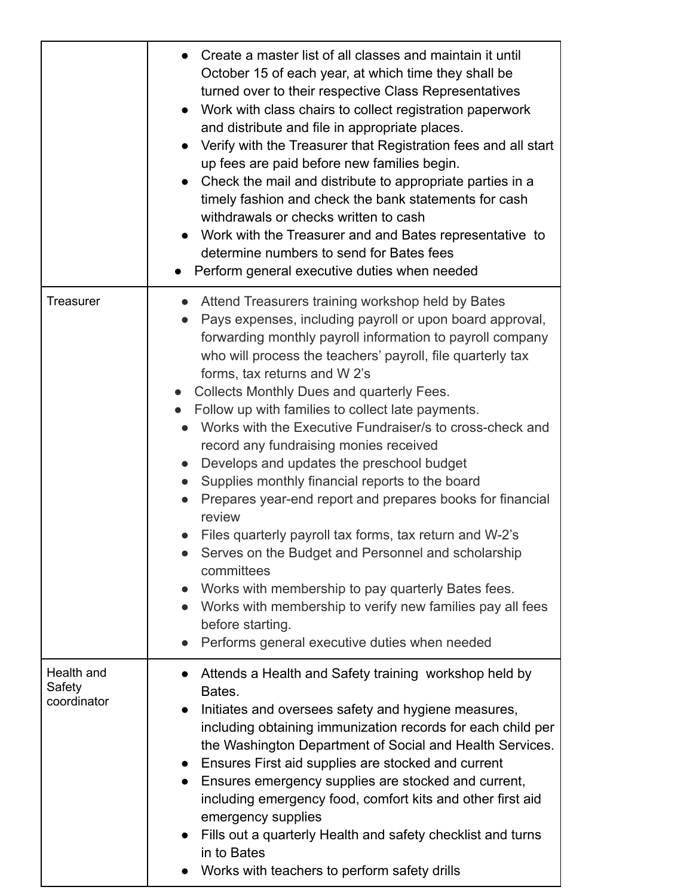| | |
|---|---|
| | <ul><li>Create a master list of all classes and maintain it until October 15 of each year, at which time they shall be turned over to their respective Class Representatives</li><li>Work with class chairs to collect registration paperwork and distribute and file in appropriate places.</li><li>Verify with the Treasurer that Registration fees and all start up fees are paid before new families begin.</li><li>Check the mail and distribute to appropriate parties in a timely fashion and check the bank statements for cash withdrawals or checks written to cash</li><li>Work with the Treasurer and and Bates representative to determine numbers to send for Bates fees</li><li>Perform general executive duties when needed</li></ul> |
| Treasurer | <ul><li>Attend Treasurers training workshop held by Bates</li><li>Pays expenses, including payroll or upon board approval, forwarding monthly payroll information to payroll company who will process the teachers' payroll, file quarterly tax forms, tax returns and W 2's</li><li>Collects Monthly Dues and quarterly Fees.</li><li>Follow up with families to collect late payments.</li><li>Works with the Executive Fundraiser/s to cross-check and record any fundraising monies received</li><li>Develops and updates the preschool budget</li><li>Supplies monthly financial reports to the board</li><li>Prepares year-end report and prepares books for financial review</li><li>Files quarterly payroll tax forms, tax return and W-2's</li><li>Serves on the Budget and Personnel and scholarship committees</li><li>Works with membership to pay quarterly Bates fees.</li><li>Works with membership to verify new families pay all fees before starting.</li><li>Performs general executive duties when needed</li></ul> |
| Health and Safety coordinator | <ul><li>Attends a Health and Safety training workshop held by Bates.</li><li>Initiates and oversees safety and hygiene measures, including obtaining immunization records for each child per the Washington Department of Social and Health Services.</li><li>Ensures First aid supplies are stocked and current</li><li>Ensures emergency supplies are stocked and current, including emergency food, comfort kits and other first aid emergency supplies</li><li>Fills out a quarterly Health and safety checklist and turns in to Bates</li><li>Works with teachers to perform safety drills</li></ul> |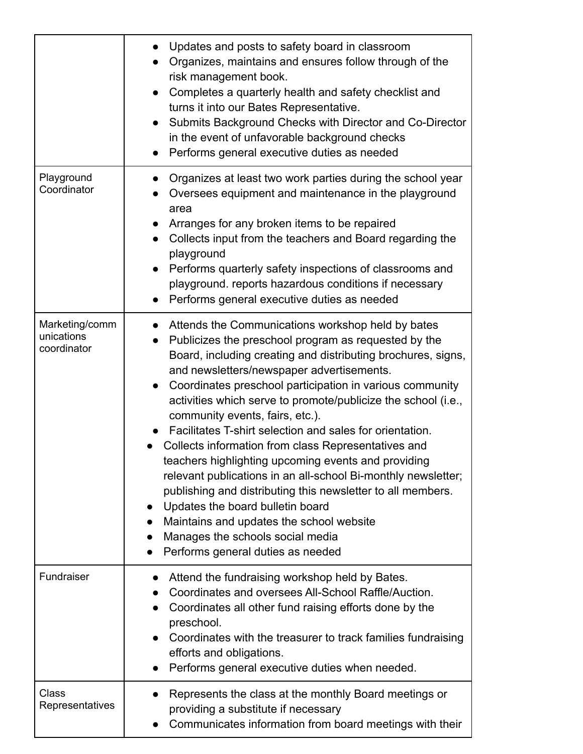| | |
|---|---|
| | <ul><li>Updates and posts to safety board in classroom</li><li>Organizes, maintains and ensures follow through of the risk management book.</li><li>Completes a quarterly health and safety checklist and turns it into our Bates Representative.</li><li>Submits Background Checks with Director and Co-Director in the event of unfavorable background checks</li><li>Performs general executive duties as needed</li></ul> |
| Playground Coordinator | <ul><li>Organizes at least two work parties during the school year</li><li>Oversees equipment and maintenance in the playground area</li><li>Arranges for any broken items to be repaired</li><li>Collects input from the teachers and Board regarding the playground</li><li>Performs quarterly safety inspections of classrooms and playground. reports hazardous conditions if necessary</li><li>Performs general executive duties as needed</li></ul> |
| Marketing/communications coordinator | <ul><li>Attends the Communications workshop held by bates</li><li>Publicizes the preschool program as requested by the Board, including creating and distributing brochures, signs, and newsletters/newspaper advertisements.</li><li>Coordinates preschool participation in various community activities which serve to promote/publicize the school (i.e., community events, fairs, etc.).</li><li>Facilitates T-shirt selection and sales for orientation.</li><li>Collects information from class Representatives and teachers highlighting upcoming events and providing relevant publications in an all-school Bi-monthly newsletter; publishing and distributing this newsletter to all members.</li><li>Updates the board bulletin board</li><li>Maintains and updates the school website</li><li>Manages the schools social media</li><li>Performs general duties as needed</li></ul> |
| Fundraiser | <ul><li>Attend the fundraising workshop held by Bates.</li><li>Coordinates and oversees All-School Raffle/Auction.</li><li>Coordinates all other fund raising efforts done by the preschool.</li><li>Coordinates with the treasurer to track families fundraising efforts and obligations.</li><li>Performs general executive duties when needed.</li></ul> |
| Class Representatives | <ul><li>Represents the class at the monthly Board meetings or providing a substitute if necessary</li><li>Communicates information from board meetings with their</li></ul> |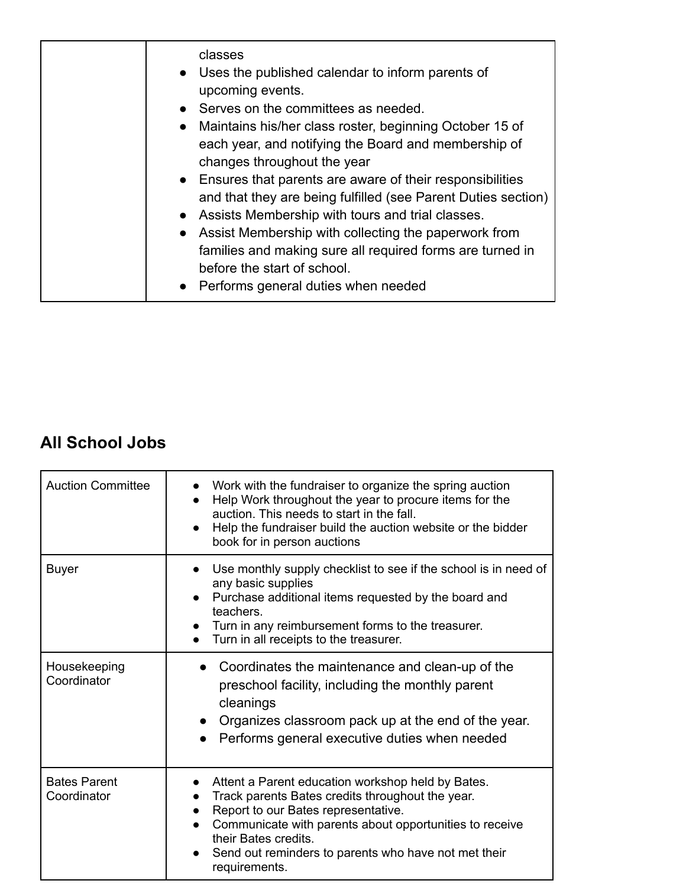| | |
|---|---|
| | classes<br>• Uses the published calendar to inform parents of upcoming events.<br>• Serves on the committees as needed.<br>• Maintains his/her class roster, beginning October 15 of each year, and notifying the Board and membership of changes throughout the year<br>• Ensures that parents are aware of their responsibilities and that they are being fulfilled (see Parent Duties section)<br>• Assists Membership with tours and trial classes.<br>• Assist Membership with collecting the paperwork from families and making sure all required forms are turned in before the start of school.<br>• Performs general duties when needed |

## All School Jobs

| | |
|---|---|
| Auction Committee | • Work with the fundraiser to organize the spring auction<br>• Help Work throughout the year to procure items for the auction. This needs to start in the fall.<br>• Help the fundraiser build the auction website or the bidder book for in person auctions |
| Buyer | • Use monthly supply checklist to see if the school is in need of any basic supplies<br>• Purchase additional items requested by the board and teachers.<br>• Turn in any reimbursement forms to the treasurer.<br>• Turn in all receipts to the treasurer. |
| Housekeeping Coordinator | • Coordinates the maintenance and clean-up of the preschool facility, including the monthly parent cleanings<br>• Organizes classroom pack up at the end of the year.<br>• Performs general executive duties when needed |
| Bates Parent Coordinator | • Attent a Parent education workshop held by Bates.<br>• Track parents Bates credits throughout the year.<br>• Report to our Bates representative.<br>• Communicate with parents about opportunities to receive their Bates credits.<br>• Send out reminders to parents who have not met their requirements. |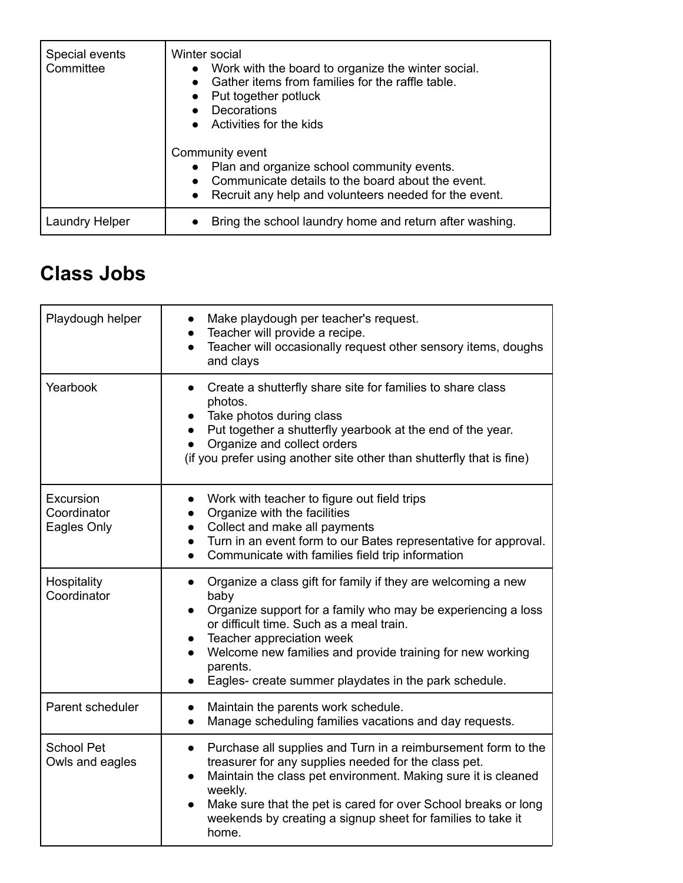| | |
|---|---|
| Special events Committee | Winter social<br>● Work with the board to organize the winter social.<br>● Gather items from families for the raffle table.<br>● Put together potluck<br>● Decorations<br>● Activities for the kids<br><br>Community event<br>● Plan and organize school community events.<br>● Communicate details to the board about the event.<br>● Recruit any help and volunteers needed for the event. |
| Laundry Helper | ● Bring the school laundry home and return after washing. |

## Class Jobs

| | |
|---|---|
| Playdough helper | ● Make playdough per teacher's request.<br>● Teacher will provide a recipe.<br>● Teacher will occasionally request other sensory items, doughs and clays |
| Yearbook | ● Create a shutterfly share site for families to share class photos.<br>● Take photos during class<br>● Put together a shutterfly yearbook at the end of the year.<br>● Organize and collect orders<br>(if you prefer using another site other than shutterfly that is fine) |
| Excursion Coordinator Eagles Only | ● Work with teacher to figure out field trips<br>● Organize with the facilities<br>● Collect and make all payments<br>● Turn in an event form to our Bates representative for approval.<br>● Communicate with families field trip information |
| Hospitality Coordinator | ● Organize a class gift for family if they are welcoming a new baby<br>● Organize support for a family who may be experiencing a loss or difficult time. Such as a meal train.<br>● Teacher appreciation week<br>● Welcome new families and provide training for new working parents.<br>● Eagles- create summer playdates in the park schedule. |
| Parent scheduler | ● Maintain the parents work schedule.<br>● Manage scheduling families vacations and day requests. |
| School Pet Owls and eagles | ● Purchase all supplies and Turn in a reimbursement form to the treasurer for any supplies needed for the class pet.<br>● Maintain the class pet environment. Making sure it is cleaned weekly.<br>● Make sure that the pet is cared for over School breaks or long weekends by creating a signup sheet for families to take it home. |